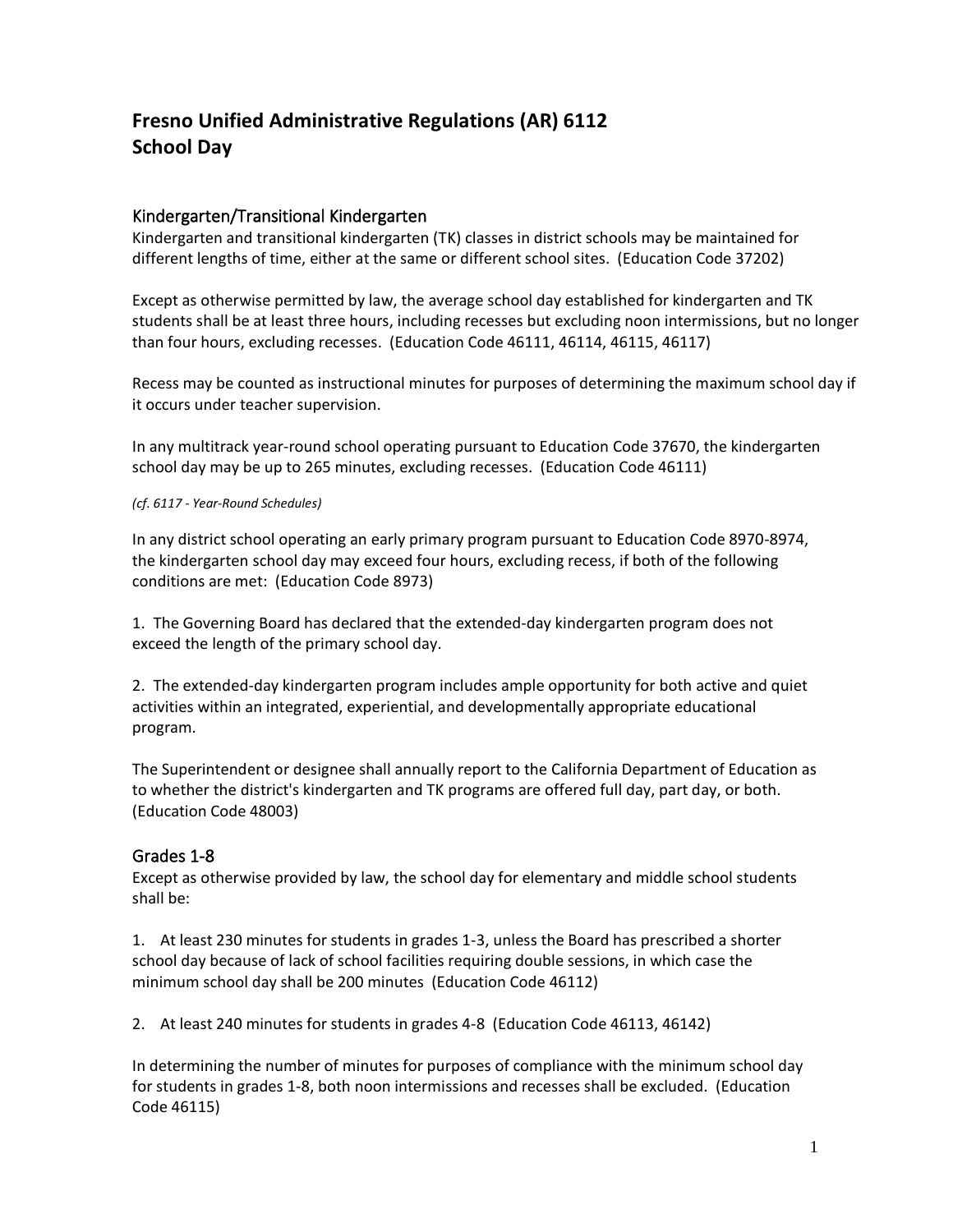# Fresno Unified Administrative Regulations (AR) 6112
# School Day

## Kindergarten/Transitional Kindergarten

Kindergarten and transitional kindergarten (TK) classes in district schools may be maintained for different lengths of time, either at the same or different school sites. (Education Code 37202)

Except as otherwise permitted by law, the average school day established for kindergarten and TK students shall be at least three hours, including recesses but excluding noon intermissions, but no longer than four hours, excluding recesses. (Education Code 46111, 46114, 46115, 46117)

Recess may be counted as instructional minutes for purposes of determining the maximum school day if it occurs under teacher supervision.

In any multitrack year-round school operating pursuant to Education Code 37670, the kindergarten school day may be up to 265 minutes, excluding recesses. (Education Code 46111)

*(cf. 6117 - Year-Round Schedules)*

In any district school operating an early primary program pursuant to Education Code 8970-8974, the kindergarten school day may exceed four hours, excluding recess, if both of the following conditions are met: (Education Code 8973)

1. The Governing Board has declared that the extended-day kindergarten program does not exceed the length of the primary school day.

2. The extended-day kindergarten program includes ample opportunity for both active and quiet activities within an integrated, experiential, and developmentally appropriate educational program.

The Superintendent or designee shall annually report to the California Department of Education as to whether the district's kindergarten and TK programs are offered full day, part day, or both. (Education Code 48003)

## Grades 1-8

Except as otherwise provided by law, the school day for elementary and middle school students shall be:

1. At least 230 minutes for students in grades 1-3, unless the Board has prescribed a shorter school day because of lack of school facilities requiring double sessions, in which case the minimum school day shall be 200 minutes (Education Code 46112)

2. At least 240 minutes for students in grades 4-8 (Education Code 46113, 46142)

In determining the number of minutes for purposes of compliance with the minimum school day for students in grades 1-8, both noon intermissions and recesses shall be excluded. (Education Code 46115)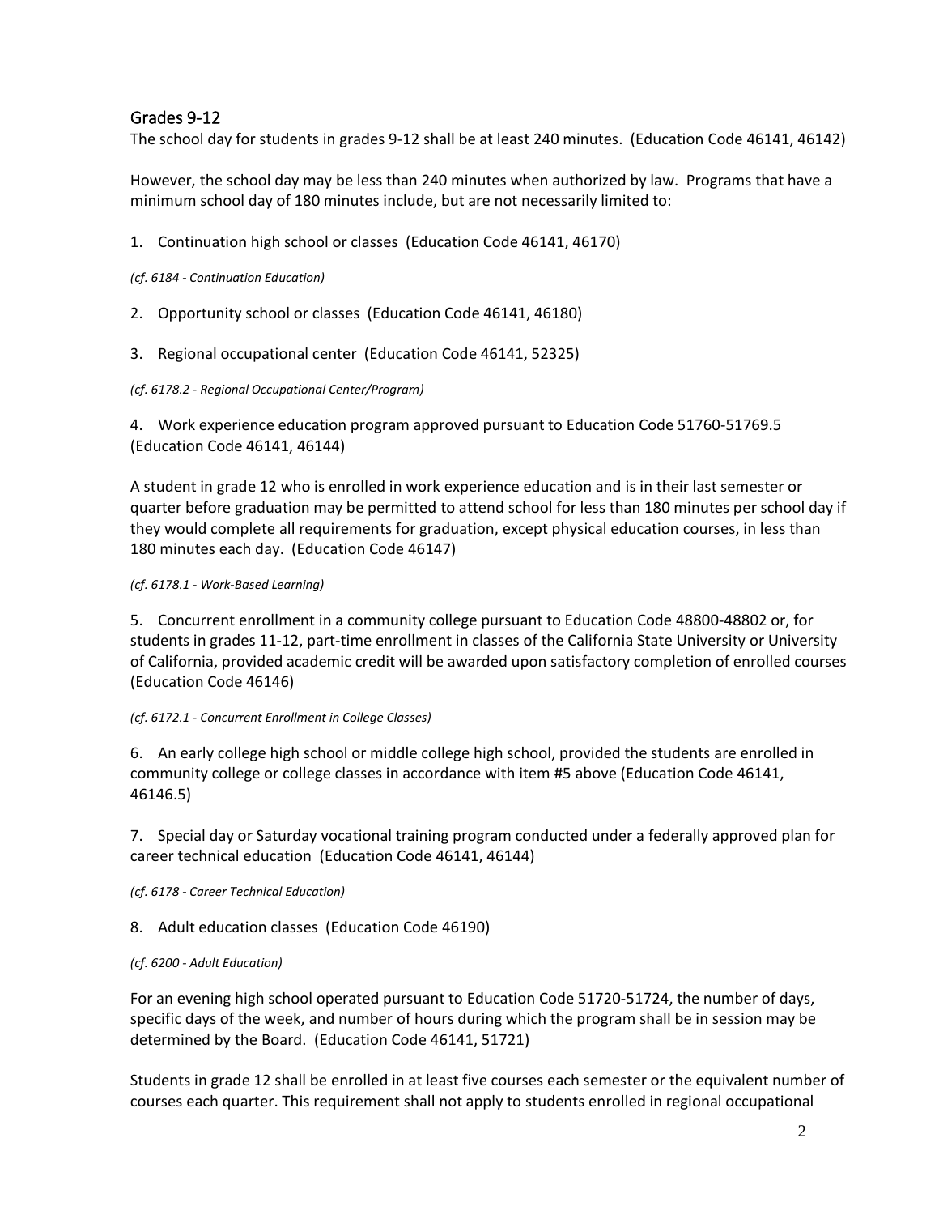## Grades 9-12

The school day for students in grades 9-12 shall be at least 240 minutes. (Education Code 46141, 46142)

However, the school day may be less than 240 minutes when authorized by law. Programs that have a minimum school day of 180 minutes include, but are not necessarily limited to:

1. Continuation high school or classes (Education Code 46141, 46170)

*(cf. 6184 - Continuation Education)*

2. Opportunity school or classes (Education Code 46141, 46180)

3. Regional occupational center (Education Code 46141, 52325)

*(cf. 6178.2 - Regional Occupational Center/Program)*

4. Work experience education program approved pursuant to Education Code 51760-51769.5 (Education Code 46141, 46144)

A student in grade 12 who is enrolled in work experience education and is in their last semester or quarter before graduation may be permitted to attend school for less than 180 minutes per school day if they would complete all requirements for graduation, except physical education courses, in less than 180 minutes each day. (Education Code 46147)

*(cf. 6178.1 - Work-Based Learning)*

5. Concurrent enrollment in a community college pursuant to Education Code 48800-48802 or, for students in grades 11-12, part-time enrollment in classes of the California State University or University of California, provided academic credit will be awarded upon satisfactory completion of enrolled courses (Education Code 46146)

*(cf. 6172.1 - Concurrent Enrollment in College Classes)*

6. An early college high school or middle college high school, provided the students are enrolled in community college or college classes in accordance with item #5 above (Education Code 46141, 46146.5)

7. Special day or Saturday vocational training program conducted under a federally approved plan for career technical education (Education Code 46141, 46144)

*(cf. 6178 - Career Technical Education)*

8. Adult education classes (Education Code 46190)

*(cf. 6200 - Adult Education)*

For an evening high school operated pursuant to Education Code 51720-51724, the number of days, specific days of the week, and number of hours during which the program shall be in session may be determined by the Board. (Education Code 46141, 51721)

Students in grade 12 shall be enrolled in at least five courses each semester or the equivalent number of courses each quarter. This requirement shall not apply to students enrolled in regional occupational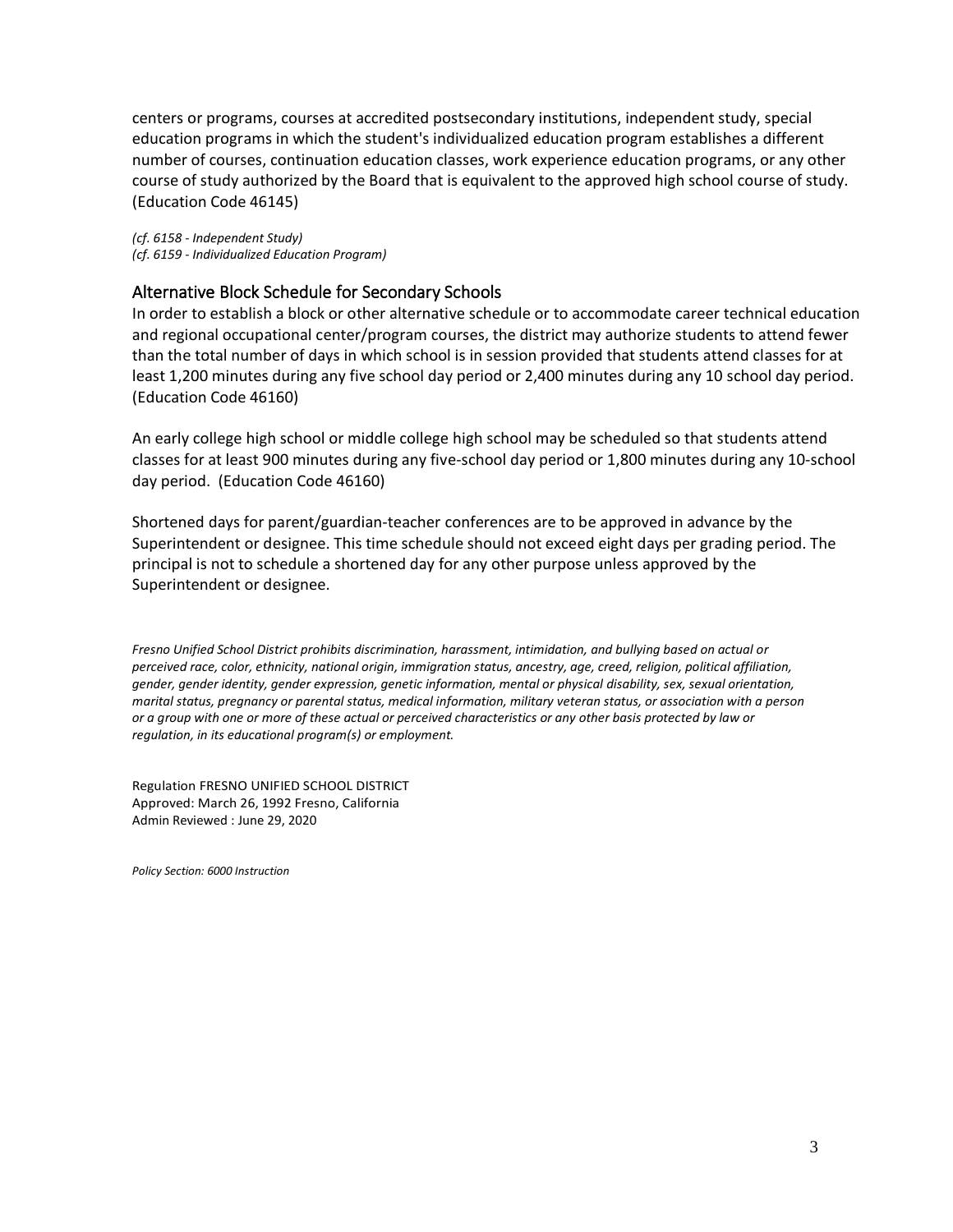centers or programs, courses at accredited postsecondary institutions, independent study, special education programs in which the student's individualized education program establishes a different number of courses, continuation education classes, work experience education programs, or any other course of study authorized by the Board that is equivalent to the approved high school course of study. (Education Code 46145)

*(cf. 6158 - Independent Study)*
*(cf. 6159 - Individualized Education Program)*

## Alternative Block Schedule for Secondary Schools

In order to establish a block or other alternative schedule or to accommodate career technical education and regional occupational center/program courses, the district may authorize students to attend fewer than the total number of days in which school is in session provided that students attend classes for at least 1,200 minutes during any five school day period or 2,400 minutes during any 10 school day period. (Education Code 46160)

An early college high school or middle college high school may be scheduled so that students attend classes for at least 900 minutes during any five-school day period or 1,800 minutes during any 10-school day period. (Education Code 46160)

Shortened days for parent/guardian-teacher conferences are to be approved in advance by the Superintendent or designee. This time schedule should not exceed eight days per grading period. The principal is not to schedule a shortened day for any other purpose unless approved by the Superintendent or designee.

*Fresno Unified School District prohibits discrimination, harassment, intimidation, and bullying based on actual or perceived race, color, ethnicity, national origin, immigration status, ancestry, age, creed, religion, political affiliation, gender, gender identity, gender expression, genetic information, mental or physical disability, sex, sexual orientation, marital status, pregnancy or parental status, medical information, military veteran status, or association with a person or a group with one or more of these actual or perceived characteristics or any other basis protected by law or regulation, in its educational program(s) or employment.*

Regulation FRESNO UNIFIED SCHOOL DISTRICT
Approved: March 26, 1992 Fresno, California
Admin Reviewed : June 29, 2020

*Policy Section: 6000 Instruction*